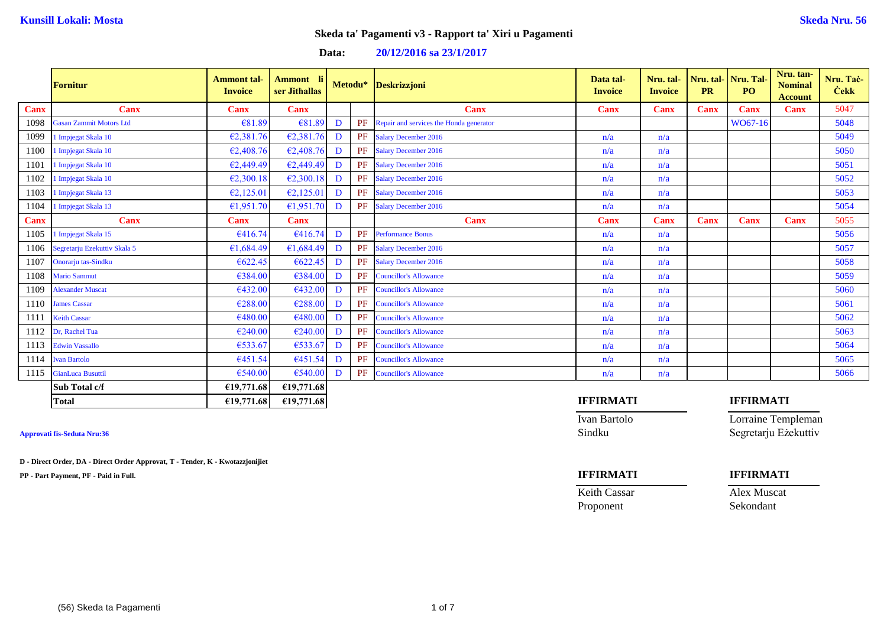**Kunsill Lokali: Mosta** **Skeda Nru. 56**

# Skeda ta' Pagamenti v3 - Rapport ta' Xiri u Pagamenti

**Data: 20/12/2016 sa 23/1/2017**

| | Fornitur | Ammont tal-Invoice | Ammont li ser Jitħallas | Metodu* | | Deskrizzjoni | Data tal-Invoice | Nru. tal-Invoice | Nru. tal-PR | Nru. Tal-PO | Nru. tan-Nominal Account | Nru. Taċ-Ċekk |
|---|---|---|---|---|---|---|---|---|---|---|---|---|
| Canx | Canx | Canx | Canx | | | Canx | Canx | Canx | Canx | Canx | Canx | 5047 |
| 1098 | Gasan Zammit Motors Ltd | €81.89 | €81.89 | D | PF | Repair and services the Honda generator | | | | WO67-16 | | 5048 |
| 1099 | 1 Impjegat Skala 10 | €2,381.76 | €2,381.76 | D | PF | Salary December 2016 | n/a | n/a | | | | 5049 |
| 1100 | 1 Impjegat Skala 10 | €2,408.76 | €2,408.76 | D | PF | Salary December 2016 | n/a | n/a | | | | 5050 |
| 1101 | 1 Impjegat Skala 10 | €2,449.49 | €2,449.49 | D | PF | Salary December 2016 | n/a | n/a | | | | 5051 |
| 1102 | 1 Impjegat Skala 10 | €2,300.18 | €2,300.18 | D | PF | Salary December 2016 | n/a | n/a | | | | 5052 |
| 1103 | 1 Impjegat Skala 13 | €2,125.01 | €2,125.01 | D | PF | Salary December 2016 | n/a | n/a | | | | 5053 |
| 1104 | 1 Impjegat Skala 13 | €1,951.70 | €1,951.70 | D | PF | Salary December 2016 | n/a | n/a | | | | 5054 |
| Canx | Canx | Canx | Canx | | | Canx | Canx | Canx | Canx | Canx | Canx | 5055 |
| 1105 | 1 Impjegat Skala 15 | €416.74 | €416.74 | D | PF | Performance Bonus | n/a | n/a | | | | 5056 |
| 1106 | Segretarju Ezekuttiv Skala 5 | €1,684.49 | €1,684.49 | D | PF | Salary December 2016 | n/a | n/a | | | | 5057 |
| 1107 | Onorarju tas-Sindku | €622.45 | €622.45 | D | PF | Salary December 2016 | n/a | n/a | | | | 5058 |
| 1108 | Mario Sammut | €384.00 | €384.00 | D | PF | Councillor's Allowance | n/a | n/a | | | | 5059 |
| 1109 | Alexander Muscat | €432.00 | €432.00 | D | PF | Councillor's Allowance | n/a | n/a | | | | 5060 |
| 1110 | James Cassar | €288.00 | €288.00 | D | PF | Councillor's Allowance | n/a | n/a | | | | 5061 |
| 1111 | Keith Cassar | €480.00 | €480.00 | D | PF | Councillor's Allowance | n/a | n/a | | | | 5062 |
| 1112 | Dr, Rachel Tua | €240.00 | €240.00 | D | PF | Councillor's Allowance | n/a | n/a | | | | 5063 |
| 1113 | Edwin Vassallo | €533.67 | €533.67 | D | PF | Councillor's Allowance | n/a | n/a | | | | 5064 |
| 1114 | Ivan Bartolo | €451.54 | €451.54 | D | PF | Councillor's Allowance | n/a | n/a | | | | 5065 |
| 1115 | GianLuca Busuttil | €540.00 | €540.00 | D | PF | Councillor's Allowance | n/a | n/a | | | | 5066 |
| | **Sub Total c/f** | **€19,771.68** | **€19,771.68** | | | | | | | | | |
| | **Total** | **€19,771.68** | **€19,771.68** | | | | | | | | | |

**IFFIRMATI**
Ivan Bartolo
Sindku

**IFFIRMATI**
Lorraine Templeman
Segretarju Eżekuttiv

**Approvati fis-Seduta Nru:36**

**IFFIRMATI**
Keith Cassar
Proponent

**IFFIRMATI**
Alex Muscat
Sekondant

**D - Direct Order, DA - Direct Order Approvat, T - Tender, K - Kwotazzjonijiet**

**PP - Part Payment, PF - Paid in Full.**

(56) Skeda ta Pagamenti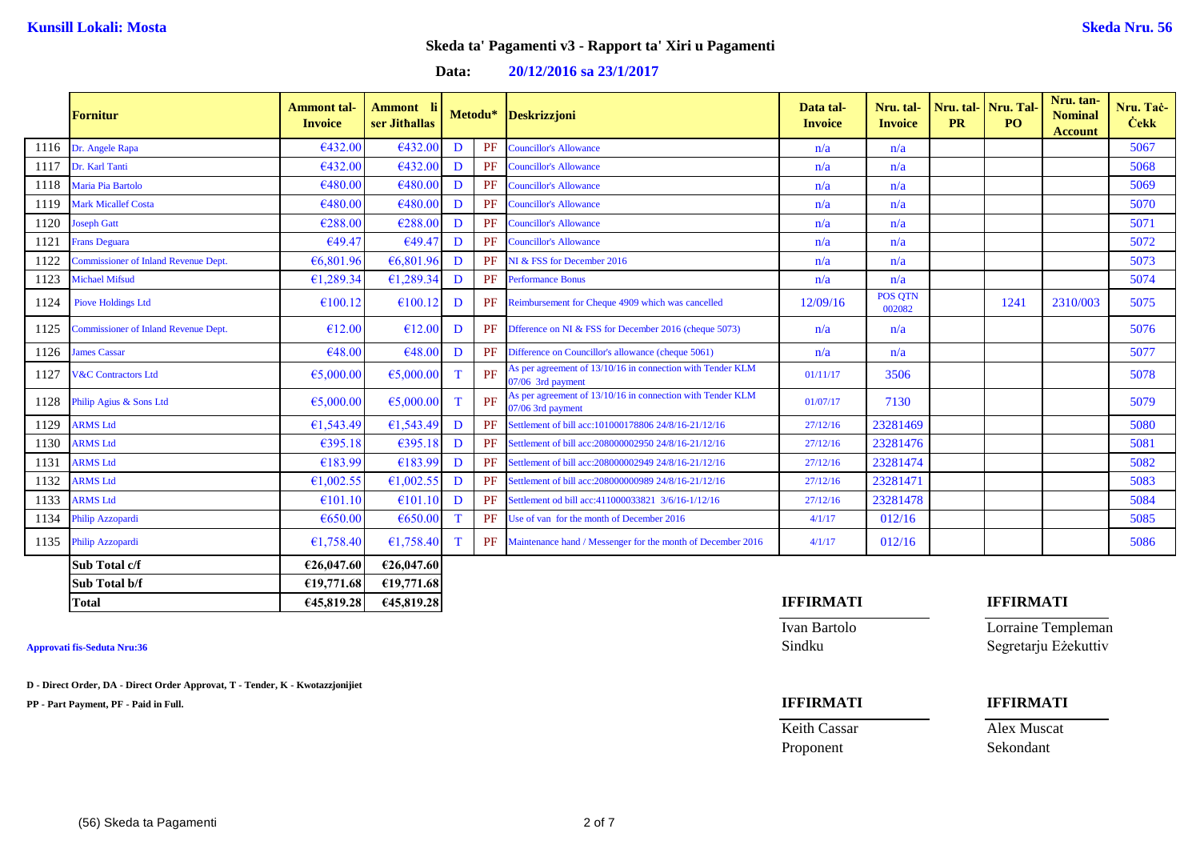**Kunsill Lokali: Mosta** **Skeda Nru. 56**

## Skeda ta' Pagamenti v3 - Rapport ta' Xiri u Pagamenti

**Data: 20/12/2016 sa 23/1/2017**

| | Fornitur | Ammont tal-Invoice | Ammont li ser Jitħallas | Metodu* | | Deskrizzjoni | Data tal-Invoice | Nru. tal-Invoice | Nru. tal-PR | Nru. Tal-PO | Nru. tan-Nominal Account | Nru. Taċ-Ċekk |
|---|---|---|---|---|---|---|---|---|---|---|---|---|
| 1116 | Dr. Angele Rapa | €432.00 | €432.00 | D | PF | Councillor's Allowance | n/a | n/a | | | | 5067 |
| 1117 | Dr. Karl Tanti | €432.00 | €432.00 | D | PF | Councillor's Allowance | n/a | n/a | | | | 5068 |
| 1118 | Maria Pia Bartolo | €480.00 | €480.00 | D | PF | Councillor's Allowance | n/a | n/a | | | | 5069 |
| 1119 | Mark Micallef Costa | €480.00 | €480.00 | D | PF | Councillor's Allowance | n/a | n/a | | | | 5070 |
| 1120 | Joseph Gatt | €288.00 | €288.00 | D | PF | Councillor's Allowance | n/a | n/a | | | | 5071 |
| 1121 | Frans Deguara | €49.47 | €49.47 | D | PF | Councillor's Allowance | n/a | n/a | | | | 5072 |
| 1122 | Commissioner of Inland Revenue Dept. | €6,801.96 | €6,801.96 | D | PF | NI & FSS for December 2016 | n/a | n/a | | | | 5073 |
| 1123 | Michael Mifsud | €1,289.34 | €1,289.34 | D | PF | Performance Bonus | n/a | n/a | | | | 5074 |
| 1124 | Piove Holdings Ltd | €100.12 | €100.12 | D | PF | Reimbursement for Cheque 4909 which was cancelled | 12/09/16 | POS QTN 002082 | | 1241 | 2310/003 | 5075 |
| 1125 | Commissioner of Inland Revenue Dept. | €12.00 | €12.00 | D | PF | Dfference on NI & FSS for December 2016 (cheque 5073) | n/a | n/a | | | | 5076 |
| 1126 | James Cassar | €48.00 | €48.00 | D | PF | Difference on Councillor's allowance (cheque 5061) | n/a | n/a | | | | 5077 |
| 1127 | V&C Contractors Ltd | €5,000.00 | €5,000.00 | T | PF | As per agreement of 13/10/16 in connection with Tender KLM 07/06 3rd payment | 01/11/17 | 3506 | | | | 5078 |
| 1128 | Philip Agius & Sons Ltd | €5,000.00 | €5,000.00 | T | PF | As per agreement of 13/10/16 in connection with Tender KLM 07/06 3rd payment | 01/07/17 | 7130 | | | | 5079 |
| 1129 | ARMS Ltd | €1,543.49 | €1,543.49 | D | PF | Settlement of bill acc:101000178806 24/8/16-21/12/16 | 27/12/16 | 23281469 | | | | 5080 |
| 1130 | ARMS Ltd | €395.18 | €395.18 | D | PF | Settlement of bill acc:208000002950 24/8/16-21/12/16 | 27/12/16 | 23281476 | | | | 5081 |
| 1131 | ARMS Ltd | €183.99 | €183.99 | D | PF | Settlement of bill acc:208000002949 24/8/16-21/12/16 | 27/12/16 | 23281474 | | | | 5082 |
| 1132 | ARMS Ltd | €1,002.55 | €1,002.55 | D | PF | Settlement of bill acc:208000000989 24/8/16-21/12/16 | 27/12/16 | 23281471 | | | | 5083 |
| 1133 | ARMS Ltd | €101.10 | €101.10 | D | PF | Settlement od bill acc:411000033821 3/6/16-1/12/16 | 27/12/16 | 23281478 | | | | 5084 |
| 1134 | Philip Azzopardi | €650.00 | €650.00 | T | PF | Use of van for the month of December 2016 | 4/1/17 | 012/16 | | | | 5085 |
| 1135 | Philip Azzopardi | €1,758.40 | €1,758.40 | T | PF | Maintenance hand / Messenger for the month of December 2016 | 4/1/17 | 012/16 | | | | 5086 |
| | **Sub Total c/f** | **€26,047.60** | **€26,047.60** | | | | | | | | | |
| | **Sub Total b/f** | **€19,771.68** | **€19,771.68** | | | | | | | | | |
| | **Total** | **€45,819.28** | **€45,819.28** | | | | | | | | | |

**Approvati fis-Seduta Nru:36**

**IFFIRMATI**
Ivan Bartolo
Sindku

**IFFIRMATI**
Lorraine Templeman
Segretarju Eżekuttiv

**D - Direct Order, DA - Direct Order Approvat, T - Tender, K - Kwotazzjonijiet**

**PP - Part Payment, PF - Paid in Full.**

**IFFIRMATI**
Keith Cassar
Proponent

**IFFIRMATI**
Alex Muscat
Sekondant

(56) Skeda ta Pagamenti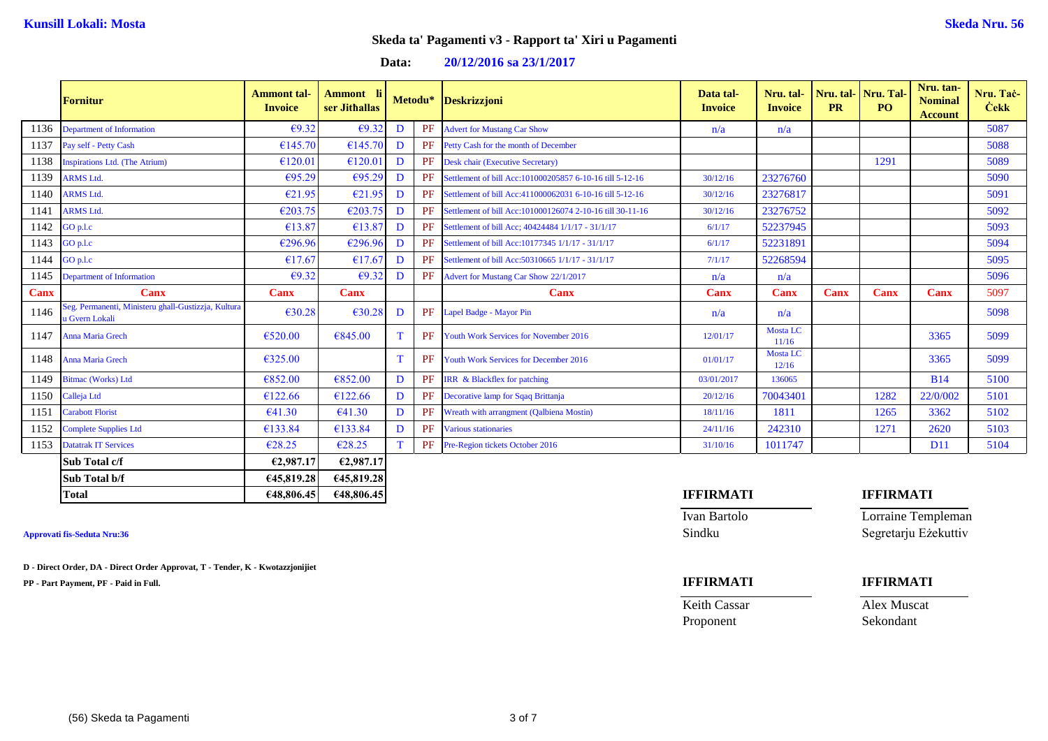**Kunsill Lokali: Mosta** **Skeda Nru. 56**

## Skeda ta' Pagamenti v3 - Rapport ta' Xiri u Pagamenti

**Data: 20/12/2016 sa 23/1/2017**

| | Fornitur | Ammont tal-Invoice | Ammont li ser Jitħallas | Metodu* | | Deskrizzjoni | Data tal-Invoice | Nru. tal-Invoice | Nru. tal-PR | Nru. Tal-PO | Nru. tan-Nominal Account | Nru. Taċ-Ċekk |
|---|---|---|---|---|---|---|---|---|---|---|---|---|
| 1136 | Department of Information | €9.32 | €9.32 | D | PF | Advert for Mustang Car Show | n/a | n/a | | | | 5087 |
| 1137 | Pay self - Petty Cash | €145.70 | €145.70 | D | PF | Petty Cash for the month of December | | | | | | 5088 |
| 1138 | Inspirations Ltd. (The Atrium) | €120.01 | €120.01 | D | PF | Desk chair (Executive Secretary) | | | | 1291 | | 5089 |
| 1139 | ARMS Ltd. | €95.29 | €95.29 | D | PF | Settlement of bill Acc:101000205857 6-10-16 till 5-12-16 | 30/12/16 | 23276760 | | | | 5090 |
| 1140 | ARMS Ltd. | €21.95 | €21.95 | D | PF | Settlement of bill Acc:411000062031 6-10-16 till 5-12-16 | 30/12/16 | 23276817 | | | | 5091 |
| 1141 | ARMS Ltd. | €203.75 | €203.75 | D | PF | Settlement of bill Acc:101000126074 2-10-16 till 30-11-16 | 30/12/16 | 23276752 | | | | 5092 |
| 1142 | GO p.l.c | €13.87 | €13.87 | D | PF | Settlement of bill Acc; 40424484 1/1/17 - 31/1/17 | 6/1/17 | 52237945 | | | | 5093 |
| 1143 | GO p.l.c | €296.96 | €296.96 | D | PF | Settlement of bill Acc:10177345 1/1/17 - 31/1/17 | 6/1/17 | 52231891 | | | | 5094 |
| 1144 | GO p.l.c | €17.67 | €17.67 | D | PF | Settlement of bill Acc:50310665 1/1/17 - 31/1/17 | 7/1/17 | 52268594 | | | | 5095 |
| 1145 | Department of Information | €9.32 | €9.32 | D | PF | Advert for Mustang Car Show 22/1/2017 | n/a | n/a | | | | 5096 |
| Canx | Canx | Canx | Canx | | | Canx | Canx | Canx | Canx | Canx | Canx | 5097 |
| 1146 | Seg. Permanenti, Ministeru għall-Gustizzja, Kultura u Gvern Lokali | €30.28 | €30.28 | D | PF | Lapel Badge - Mayor Pin | n/a | n/a | | | | 5098 |
| 1147 | Anna Maria Grech | €520.00 | €845.00 | T | PF | Youth Work Services for November 2016 | 12/01/17 | Mosta LC 11/16 | | | 3365 | 5099 |
| 1148 | Anna Maria Grech | €325.00 | | T | PF | Youth Work Services for December 2016 | 01/01/17 | Mosta LC 12/16 | | | 3365 | 5099 |
| 1149 | Bitmac (Works) Ltd | €852.00 | €852.00 | D | PF | IRR & Blackflex for patching | 03/01/2017 | 136065 | | | B14 | 5100 |
| 1150 | Calleja Ltd | €122.66 | €122.66 | D | PF | Decorative lamp for Sqaq Brittanja | 20/12/16 | 70043401 | | 1282 | 22/0/002 | 5101 |
| 1151 | Carabott Florist | €41.30 | €41.30 | D | PF | Wreath with arrangment (Qalbiena Mostin) | 18/11/16 | 1811 | | 1265 | 3362 | 5102 |
| 1152 | Complete Supplies Ltd | €133.84 | €133.84 | D | PF | Various stationaries | 24/11/16 | 242310 | | 1271 | 2620 | 5103 |
| 1153 | Datatrak IT Services | €28.25 | €28.25 | T | PF | Pre-Region tickets October 2016 | 31/10/16 | 1011747 | | | D11 | 5104 |
| | **Sub Total c/f** | **€2,987.17** | **€2,987.17** | | | | | | | | | |
| | **Sub Total b/f** | **€45,819.28** | **€45,819.28** | | | | | | | | | |
| | **Total** | **€48,806.45** | **€48,806.45** | | | | | | | | | |

**Approvati fis-Seduta Nru:36**

**D - Direct Order, DA - Direct Order Approvat, T - Tender, K - Kwotazzjonijiet**

**PP - Part Payment, PF - Paid in Full.**

**IFFIRMATI**

Ivan Bartolo
Sindku

**IFFIRMATI**

Lorraine Templeman
Segretarju Eżekuttiv

**IFFIRMATI**

Keith Cassar
Proponent

**IFFIRMATI**

Alex Muscat
Sekondant

(56) Skeda ta Pagamenti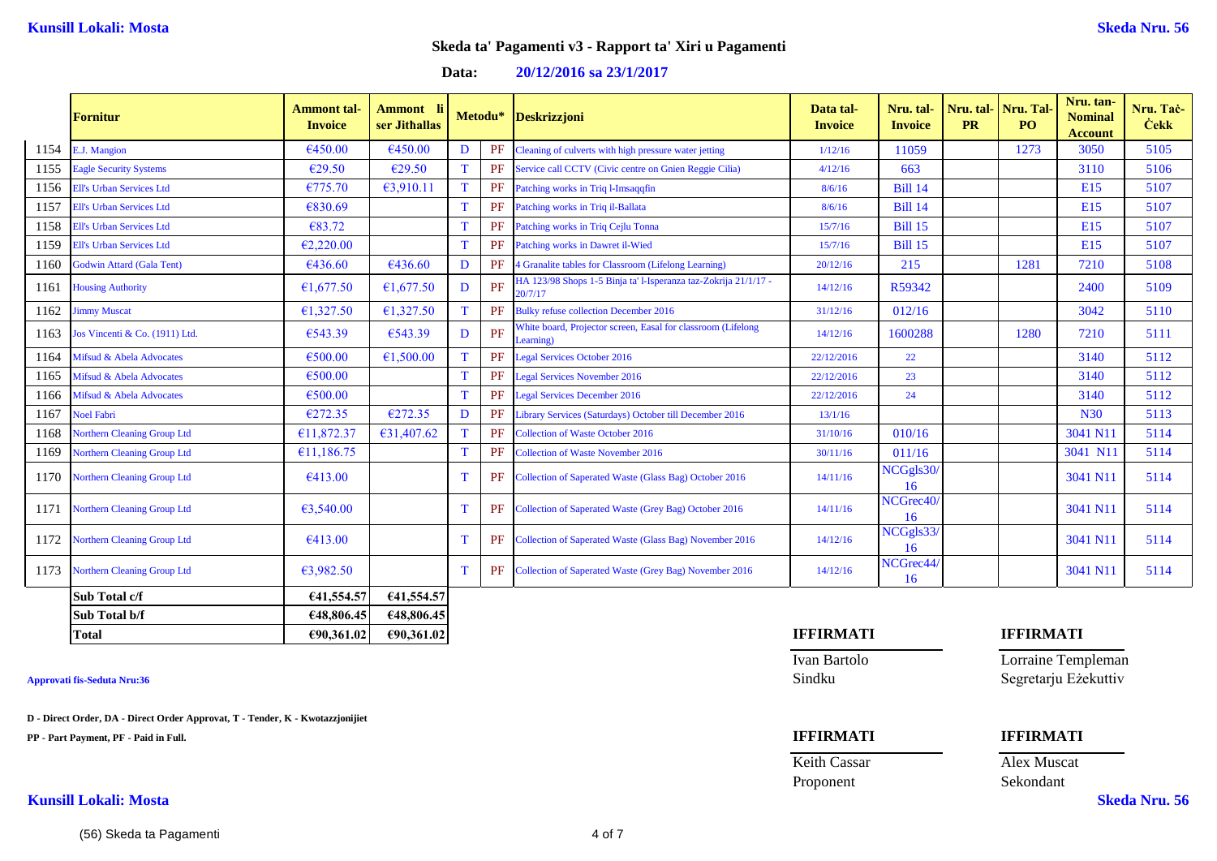## Skeda ta' Pagamenti v3 - Rapport ta' Xiri u Pagamenti

**Data: 20/12/2016 sa 23/1/2017**

| | Fornitur | Ammont tal-Invoice | Ammont li ser Jitħallas | Metodu* | | Deskrizzjoni | Data tal-Invoice | Nru. tal-Invoice | Nru. tal-PR | Nru. Tal-PO | Nru. tan-Nominal Account | Nru. Taċ-Ċekk |
|---|---|---|---|---|---|---|---|---|---|---|---|---|
| 1154 | E.J. Mangion | €450.00 | €450.00 | D | PF | Cleaning of culverts with high pressure water jetting | 1/12/16 | 11059 | | 1273 | 3050 | 5105 |
| 1155 | Eagle Security Systems | €29.50 | €29.50 | T | PF | Service call CCTV (Civic centre on Gnien Reggie Cilia) | 4/12/16 | 663 | | | 3110 | 5106 |
| 1156 | Ell's Urban Services Ltd | €775.70 | €3,910.11 | T | PF | Patching works in Triq l-Imsaqqfin | 8/6/16 | Bill 14 | | | E15 | 5107 |
| 1157 | Ell's Urban Services Ltd | €830.69 | | T | PF | Patching works in Triq il-Ballata | 8/6/16 | Bill 14 | | | E15 | 5107 |
| 1158 | Ell's Urban Services Ltd | €83.72 | | T | PF | Patching works in Triq Cejlu Tonna | 15/7/16 | Bill 15 | | | E15 | 5107 |
| 1159 | Ell's Urban Services Ltd | €2,220.00 | | T | PF | Patching works in Dawret il-Wied | 15/7/16 | Bill 15 | | | E15 | 5107 |
| 1160 | Godwin Attard (Gala Tent) | €436.60 | €436.60 | D | PF | 4 Granalite tables for Classroom (Lifelong Learning) | 20/12/16 | 215 | | 1281 | 7210 | 5108 |
| 1161 | Housing Authority | €1,677.50 | €1,677.50 | D | PF | HA 123/98 Shops 1-5 Binja ta' l-Isperanza taz-Zokrija 21/1/17 - 20/7/17 | 14/12/16 | R59342 | | | 2400 | 5109 |
| 1162 | Jimmy Muscat | €1,327.50 | €1,327.50 | T | PF | Bulky refuse collection December 2016 | 31/12/16 | 012/16 | | | 3042 | 5110 |
| 1163 | Jos Vincenti & Co. (1911) Ltd. | €543.39 | €543.39 | D | PF | White board, Projector screen, Easal for classroom (Lifelong Learning) | 14/12/16 | 1600288 | | 1280 | 7210 | 5111 |
| 1164 | Mifsud & Abela Advocates | €500.00 | €1,500.00 | T | PF | Legal Services October 2016 | 22/12/2016 | 22 | | | 3140 | 5112 |
| 1165 | Mifsud & Abela Advocates | €500.00 | | T | PF | Legal Services November 2016 | 22/12/2016 | 23 | | | 3140 | 5112 |
| 1166 | Mifsud & Abela Advocates | €500.00 | | T | PF | Legal Services December 2016 | 22/12/2016 | 24 | | | 3140 | 5112 |
| 1167 | Noel Fabri | €272.35 | €272.35 | D | PF | Library Services (Saturdays) October till December 2016 | 13/1/16 | | | | N30 | 5113 |
| 1168 | Northern Cleaning Group Ltd | €11,872.37 | €31,407.62 | T | PF | Collection of Waste October 2016 | 31/10/16 | 010/16 | | | 3041 N11 | 5114 |
| 1169 | Northern Cleaning Group Ltd | €11,186.75 | | T | PF | Collection of Waste November 2016 | 30/11/16 | 011/16 | | | 3041 N11 | 5114 |
| 1170 | Northern Cleaning Group Ltd | €413.00 | | T | PF | Collection of Saperated Waste (Glass Bag) October 2016 | 14/11/16 | NCGgls30/16 | | | 3041 N11 | 5114 |
| 1171 | Northern Cleaning Group Ltd | €3,540.00 | | T | PF | Collection of Saperated Waste (Grey Bag) October 2016 | 14/11/16 | NCGrec40/16 | | | 3041 N11 | 5114 |
| 1172 | Northern Cleaning Group Ltd | €413.00 | | T | PF | Collection of Saperated Waste (Glass Bag) November 2016 | 14/12/16 | NCGgls33/16 | | | 3041 N11 | 5114 |
| 1173 | Northern Cleaning Group Ltd | €3,982.50 | | T | PF | Collection of Saperated Waste (Grey Bag) November 2016 | 14/12/16 | NCGrec44/16 | | | 3041 N11 | 5114 |
| | **Sub Total c/f** | **€41,554.57** | **€41,554.57** | | | | | | | | | |
| | **Sub Total b/f** | **€48,806.45** | **€48,806.45** | | | | | | | | | |
| | **Total** | **€90,361.02** | **€90,361.02** | | | | | | | | | |

**IFFIRMATI**
Ivan Bartolo
Sindku

**IFFIRMATI**
Lorraine Templeman
Segretarju Eżekuttiv

**Approvati fis-Seduta Nru:36**

**D - Direct Order, DA - Direct Order Approvat, T - Tender, K - Kwotazzjonijiet**
**PP - Part Payment, PF - Paid in Full.**

**IFFIRMATI**
Keith Cassar
Proponent

**IFFIRMATI**
Alex Muscat
Sekondant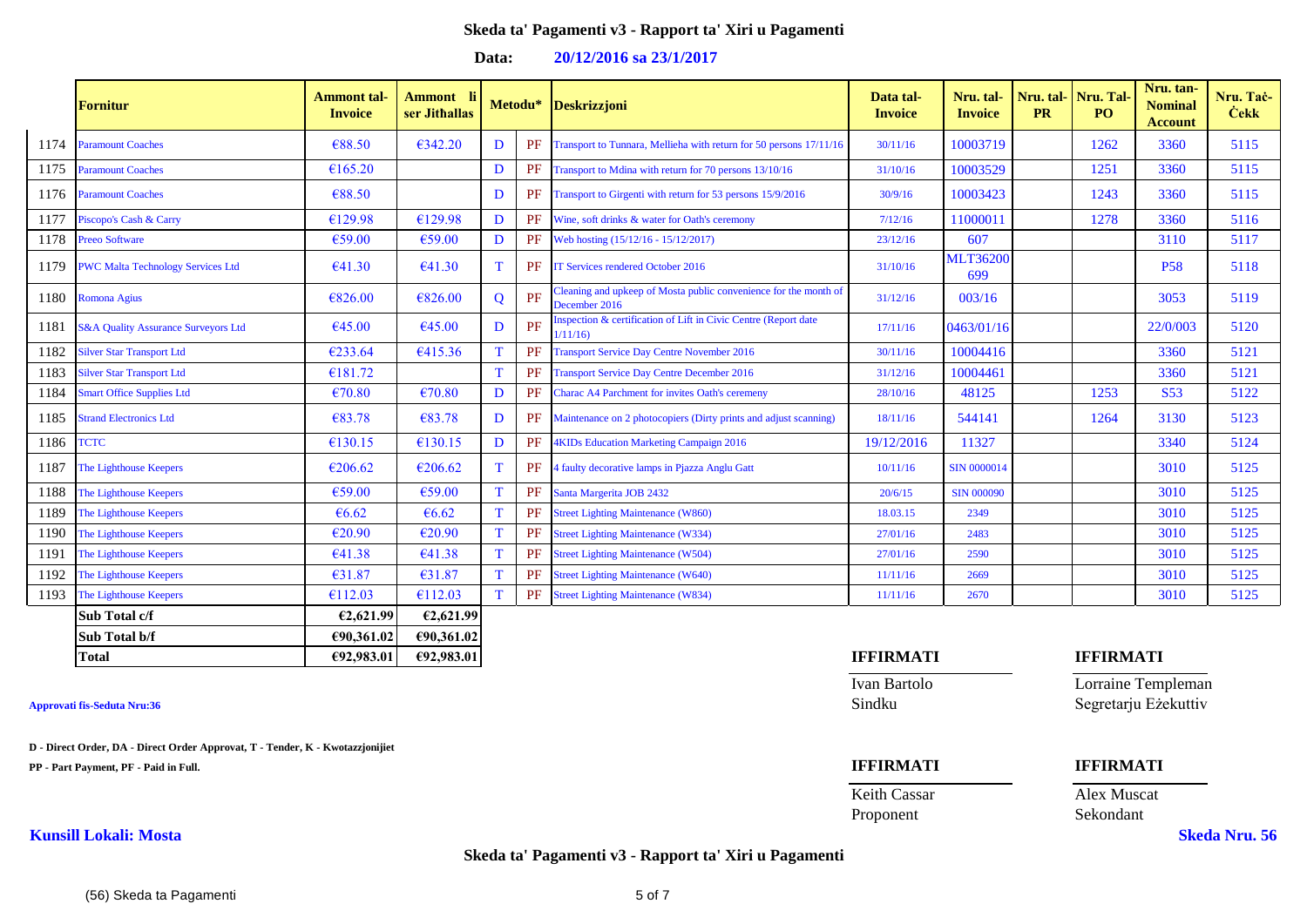**Skeda ta' Pagamenti v3 - Rapport ta' Xiri u Pagamenti**

**Data: 20/12/2016 sa 23/1/2017**

| | Fornitur | Ammont tal-Invoice | Ammont li ser Jithallas | Metodu* | | Deskrizzjoni | Data tal-Invoice | Nru. tal-Invoice | Nru. tal-PR | Nru. Tal-PO | Nru. tan-Nominal Account | Nru. Taċ-Ċekk |
|---|---|---|---|---|---|---|---|---|---|---|---|---|
| 1174 | Paramount Coaches | €88.50 | €342.20 | D | PF | Transport to Tunnara, Mellieha with return for 50 persons 17/11/16 | 30/11/16 | 10003719 | | 1262 | 3360 | 5115 |
| 1175 | Paramount Coaches | €165.20 | | D | PF | Transport to Mdina with return for 70 persons 13/10/16 | 31/10/16 | 10003529 | | 1251 | 3360 | 5115 |
| 1176 | Paramount Coaches | €88.50 | | D | PF | Transport to Girgenti with return for 53 persons 15/9/2016 | 30/9/16 | 10003423 | | 1243 | 3360 | 5115 |
| 1177 | Piscopo's Cash & Carry | €129.98 | €129.98 | D | PF | Wine, soft drinks & water for Oath's ceremony | 7/12/16 | 11000011 | | 1278 | 3360 | 5116 |
| 1178 | Preeo Software | €59.00 | €59.00 | D | PF | Web hosting (15/12/16 - 15/12/2017) | 23/12/16 | 607 | | | 3110 | 5117 |
| 1179 | PWC Malta Technology Services Ltd | €41.30 | €41.30 | T | PF | IT Services rendered October 2016 | 31/10/16 | MLT36200699 | | | P58 | 5118 |
| 1180 | Romona Agius | €826.00 | €826.00 | Q | PF | Cleaning and upkeep of Mosta public convenience for the month of December 2016 | 31/12/16 | 003/16 | | | 3053 | 5119 |
| 1181 | S&A Quality Assurance Surveyors Ltd | €45.00 | €45.00 | D | PF | Inspection & certification of Lift in Civic Centre (Report date 1/11/16) | 17/11/16 | 0463/01/16 | | | 22/0/003 | 5120 |
| 1182 | Silver Star Transport Ltd | €233.64 | €415.36 | T | PF | Transport Service Day Centre November 2016 | 30/11/16 | 10004416 | | | 3360 | 5121 |
| 1183 | Silver Star Transport Ltd | €181.72 | | T | PF | Transport Service Day Centre December 2016 | 31/12/16 | 10004461 | | | 3360 | 5121 |
| 1184 | Smart Office Supplies Ltd | €70.80 | €70.80 | D | PF | Charac A4 Parchment for invites Oath's cerem​eny | 28/10/16 | 48125 | | 1253 | S53 | 5122 |
| 1185 | Strand Electronics Ltd | €83.78 | €83.78 | D | PF | Maintenance on 2 photocopiers (Dirty prints and adjust scanning) | 18/11/16 | 544141 | | 1264 | 3130 | 5123 |
| 1186 | TCTC | €130.15 | €130.15 | D | PF | 4KIDs Education Marketing Campaign 2016 | 19/12/2016 | 11327 | | | 3340 | 5124 |
| 1187 | The Lighthouse Keepers | €206.62 | €206.62 | T | PF | 4 faulty decorative lamps in Pjazza Anglu Gatt | 10/11/16 | SIN 0000014 | | | 3010 | 5125 |
| 1188 | The Lighthouse Keepers | €59.00 | €59.00 | T | PF | Santa Margerita JOB 2432 | 20/6/15 | SIN 000090 | | | 3010 | 5125 |
| 1189 | The Lighthouse Keepers | €6.62 | €6.62 | T | PF | Street Lighting Maintenance (W860) | 18.03.15 | 2349 | | | 3010 | 5125 |
| 1190 | The Lighthouse Keepers | €20.90 | €20.90 | T | PF | Street Lighting Maintenance (W334) | 27/01/16 | 2483 | | | 3010 | 5125 |
| 1191 | The Lighthouse Keepers | €41.38 | €41.38 | T | PF | Street Lighting Maintenance (W504) | 27/01/16 | 2590 | | | 3010 | 5125 |
| 1192 | The Lighthouse Keepers | €31.87 | €31.87 | T | PF | Street Lighting Maintenance (W640) | 11/11/16 | 2669 | | | 3010 | 5125 |
| 1193 | The Lighthouse Keepers | €112.03 | €112.03 | T | PF | Street Lighting Maintenance (W834) | 11/11/16 | 2670 | | | 3010 | 5125 |
| | **Sub Total c/f** | **€2,621.99** | **€2,621.99** | | | | | | | | | |
| | **Sub Total b/f** | **€90,361.02** | **€90,361.02** | | | | | | | | | |
| | **Total** | **€92,983.01** | **€92,983.01** | | | | | | | | | |

**Approvati fis-Seduta Nru:36**

**D - Direct Order, DA - Direct Order Approvat, T - Tender, K - Kwotazzjonijiet**

**PP - Part Payment, PF - Paid in Full.**

**IFFIRMATI**
Ivan Bartolo
Sindku

**IFFIRMATI**
Lorraine Templeman
Segretarju Eżekuttiv

**IFFIRMATI**
Keith Cassar
Proponent

**IFFIRMATI**
Alex Muscat
Sekondant

**Kunsill Lokali: Mosta**

**Skeda Nru. 56**

**Skeda ta' Pagamenti v3 - Rapport ta' Xiri u Pagamenti**

(56) Skeda ta Pagamenti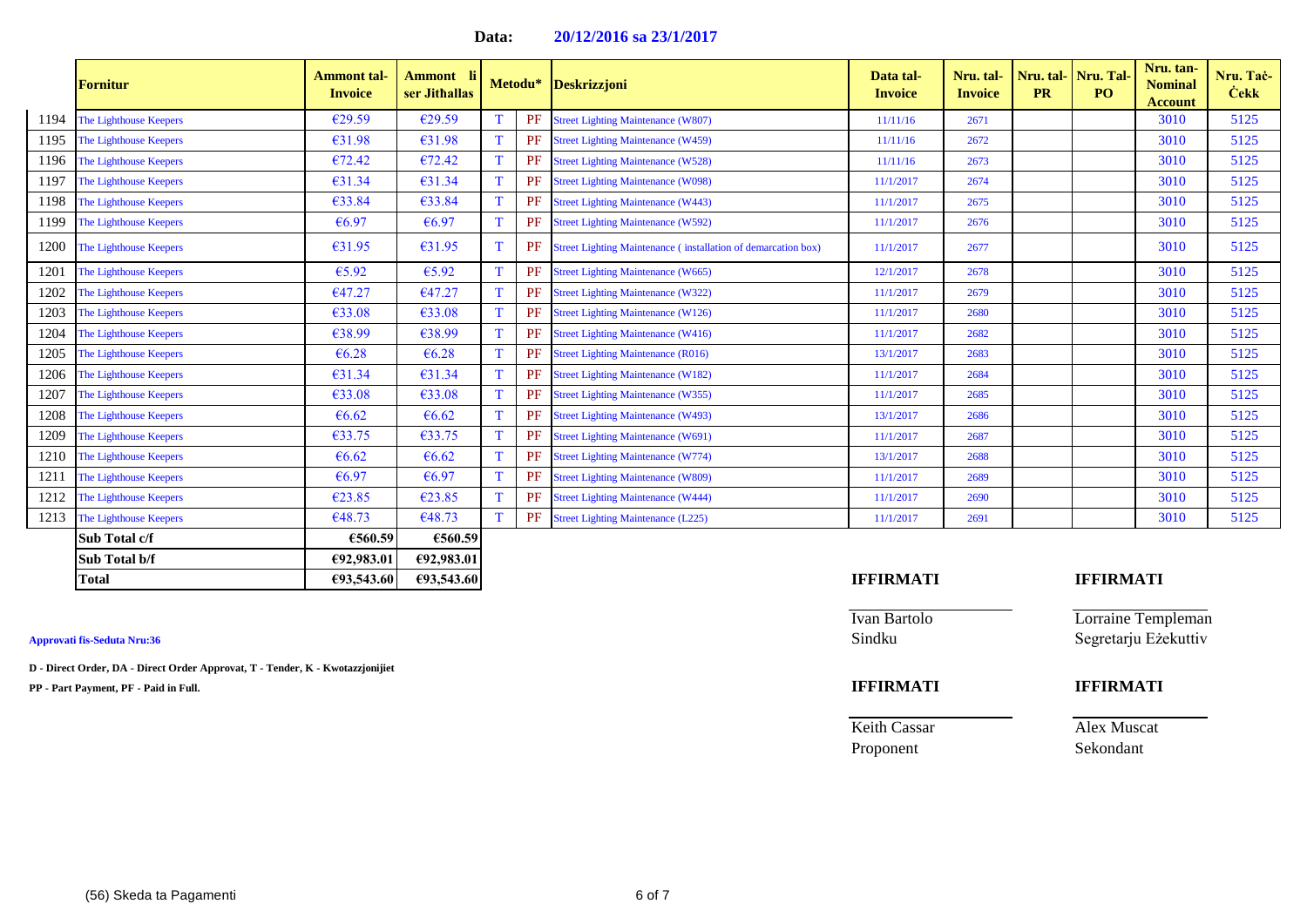**Data: 20/12/2016 sa 23/1/2017**

| | Fornitur | Ammont tal-Invoice | Ammont li ser Jithallas | Metodu* | | Deskrizzjoni | Data tal-Invoice | Nru. tal-Invoice | Nru. tal-PR | Nru. Tal-PO | Nru. tan-Nominal Account | Nru. Taċ-Ċekk |
|---|---|---|---|---|---|---|---|---|---|---|---|---|
| 1194 | The Lighthouse Keepers | €29.59 | €29.59 | T | PF | Street Lighting Maintenance (W807) | 11/11/16 | 2671 | | | 3010 | 5125 |
| 1195 | The Lighthouse Keepers | €31.98 | €31.98 | T | PF | Street Lighting Maintenance (W459) | 11/11/16 | 2672 | | | 3010 | 5125 |
| 1196 | The Lighthouse Keepers | €72.42 | €72.42 | T | PF | Street Lighting Maintenance (W528) | 11/11/16 | 2673 | | | 3010 | 5125 |
| 1197 | The Lighthouse Keepers | €31.34 | €31.34 | T | PF | Street Lighting Maintenance (W098) | 11/1/2017 | 2674 | | | 3010 | 5125 |
| 1198 | The Lighthouse Keepers | €33.84 | €33.84 | T | PF | Street Lighting Maintenance (W443) | 11/1/2017 | 2675 | | | 3010 | 5125 |
| 1199 | The Lighthouse Keepers | €6.97 | €6.97 | T | PF | Street Lighting Maintenance (W592) | 11/1/2017 | 2676 | | | 3010 | 5125 |
| 1200 | The Lighthouse Keepers | €31.95 | €31.95 | T | PF | Street Lighting Maintenance ( installation of demarcation box) | 11/1/2017 | 2677 | | | 3010 | 5125 |
| 1201 | The Lighthouse Keepers | €5.92 | €5.92 | T | PF | Street Lighting Maintenance (W665) | 12/1/2017 | 2678 | | | 3010 | 5125 |
| 1202 | The Lighthouse Keepers | €47.27 | €47.27 | T | PF | Street Lighting Maintenance (W322) | 11/1/2017 | 2679 | | | 3010 | 5125 |
| 1203 | The Lighthouse Keepers | €33.08 | €33.08 | T | PF | Street Lighting Maintenance (W126) | 11/1/2017 | 2680 | | | 3010 | 5125 |
| 1204 | The Lighthouse Keepers | €38.99 | €38.99 | T | PF | Street Lighting Maintenance (W416) | 11/1/2017 | 2682 | | | 3010 | 5125 |
| 1205 | The Lighthouse Keepers | €6.28 | €6.28 | T | PF | Street Lighting Maintenance (R016) | 13/1/2017 | 2683 | | | 3010 | 5125 |
| 1206 | The Lighthouse Keepers | €31.34 | €31.34 | T | PF | Street Lighting Maintenance (W182) | 11/1/2017 | 2684 | | | 3010 | 5125 |
| 1207 | The Lighthouse Keepers | €33.08 | €33.08 | T | PF | Street Lighting Maintenance (W355) | 11/1/2017 | 2685 | | | 3010 | 5125 |
| 1208 | The Lighthouse Keepers | €6.62 | €6.62 | T | PF | Street Lighting Maintenance (W493) | 13/1/2017 | 2686 | | | 3010 | 5125 |
| 1209 | The Lighthouse Keepers | €33.75 | €33.75 | T | PF | Street Lighting Maintenance (W691) | 11/1/2017 | 2687 | | | 3010 | 5125 |
| 1210 | The Lighthouse Keepers | €6.62 | €6.62 | T | PF | Street Lighting Maintenance (W774) | 13/1/2017 | 2688 | | | 3010 | 5125 |
| 1211 | The Lighthouse Keepers | €6.97 | €6.97 | T | PF | Street Lighting Maintenance (W809) | 11/1/2017 | 2689 | | | 3010 | 5125 |
| 1212 | The Lighthouse Keepers | €23.85 | €23.85 | T | PF | Street Lighting Maintenance (W444) | 11/1/2017 | 2690 | | | 3010 | 5125 |
| 1213 | The Lighthouse Keepers | €48.73 | €48.73 | T | PF | Street Lighting Maintenance (L225) | 11/1/2017 | 2691 | | | 3010 | 5125 |
| | **Sub Total c/f** | **€560.59** | **€560.59** | | | | | | | | | |
| | **Sub Total b/f** | **€92,983.01** | **€92,983.01** | | | | | | | | | |
| | **Total** | **€93,543.60** | **€93,543.60** | | | | | | | | | |

**IFFIRMATI** — Ivan Bartolo, Sindku

**IFFIRMATI** — Lorraine Templeman, Segretarju Eżekuttiv

**Approvati fis-Seduta Nru:36**

**D - Direct Order, DA - Direct Order Approvat, T - Tender, K - Kwotazzjonijiet**

**PP - Part Payment, PF - Paid in Full.**

**IFFIRMATI** — Keith Cassar, Proponent

**IFFIRMATI** — Alex Muscat, Sekondant

(56) Skeda ta Pagamenti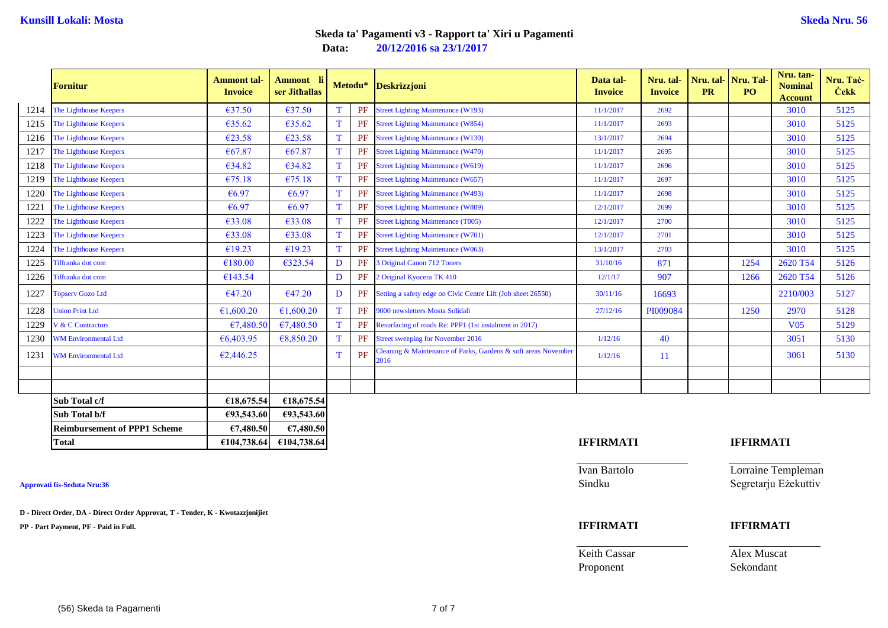**Kunsill Lokali: Mosta** **Skeda Nru. 56**

## Skeda ta' Pagamenti v3 - Rapport ta' Xiri u Pagamenti

**Data: 20/12/2016 sa 23/1/2017**

| | Fornitur | Ammont tal-Invoice | Ammont li ser Jitħallas | Metodu* | | Deskrizzjoni | Data tal-Invoice | Nru. tal-Invoice | Nru. tal-PR | Nru. Tal-PO | Nru. tan-Nominal Account | Nru. Taċ-Ċekk |
|---|---|---|---|---|---|---|---|---|---|---|---|---|
| 1214 | The Lighthouse Keepers | €37.50 | €37.50 | T | PF | Street Lighting Maintenance (W193) | 11/1/2017 | 2692 | | | 3010 | 5125 |
| 1215 | The Lighthouse Keepers | €35.62 | €35.62 | T | PF | Street Lighting Maintenance (W854) | 11/1/2017 | 2693 | | | 3010 | 5125 |
| 1216 | The Lighthouse Keepers | €23.58 | €23.58 | T | PF | Street Lighting Maintenance (W130) | 13/1/2017 | 2694 | | | 3010 | 5125 |
| 1217 | The Lighthouse Keepers | €67.87 | €67.87 | T | PF | Street Lighting Maintenance (W470) | 11/1/2017 | 2695 | | | 3010 | 5125 |
| 1218 | The Lighthouse Keepers | €34.82 | €34.82 | T | PF | Street Lighting Maintenance (W619) | 11/1/2017 | 2696 | | | 3010 | 5125 |
| 1219 | The Lighthouse Keepers | €75.18 | €75.18 | T | PF | Street Lighting Maintenance (W657) | 11/1/2017 | 2697 | | | 3010 | 5125 |
| 1220 | The Lighthouse Keepers | €6.97 | €6.97 | T | PF | Street Lighting Maintenance (W493) | 11/1/2017 | 2698 | | | 3010 | 5125 |
| 1221 | The Lighthouse Keepers | €6.97 | €6.97 | T | PF | Street Lighting Maintenance (W809) | 12/1/2017 | 2699 | | | 3010 | 5125 |
| 1222 | The Lighthouse Keepers | €33.08 | €33.08 | T | PF | Street Lighting Maintenance (T005) | 12/1/2017 | 2700 | | | 3010 | 5125 |
| 1223 | The Lighthouse Keepers | €33.08 | €33.08 | T | PF | Street Lighting Maintenance (W701) | 12/1/2017 | 2701 | | | 3010 | 5125 |
| 1224 | The Lighthouse Keepers | €19.23 | €19.23 | T | PF | Street Lighting Maintenance (W063) | 13/1/2017 | 2703 | | | 3010 | 5125 |
| 1225 | Tiffranka dot com | €180.00 | €323.54 | D | PF | 3 Original Canon 712 Toners | 31/10/16 | 871 | | 1254 | 2620 T54 | 5126 |
| 1226 | Tiffranka dot com | €143.54 | | D | PF | 2 Original Kyocera TK 410 | 12/1/17 | 907 | | 1266 | 2620 T54 | 5126 |
| 1227 | Topserv Gozo Ltd | €47.20 | €47.20 | D | PF | Setting a safety edge on Civic Centre Lift (Job sheet 26550) | 30/11/16 | 16693 | | | 2210/003 | 5127 |
| 1228 | Union Print Ltd | €1,600.20 | €1,600.20 | T | PF | 9000 newsletters Mosta Solidali | 27/12/16 | PI009084 | | 1250 | 2970 | 5128 |
| 1229 | V & C Contractors | €7,480.50 | €7,480.50 | T | PF | Resurfacing of roads Re: PPP1 (1st instalment in 2017) | | | | | V05 | 5129 |
| 1230 | WM Environmental Ltd | €6,403.95 | €8,850.20 | T | PF | Street sweeping for November 2016 | 1/12/16 | 40 | | | 3051 | 5130 |
| 1231 | WM Environmental Ltd | €2,446.25 | | T | PF | Cleaning & Maintenance of Parks, Gardens & soft areas November 2016 | 1/12/16 | 11 | | | 3061 | 5130 |
| | | | | | | | | | | | | |
| | | | | | | | | | | | | |
| | **Sub Total c/f** | **€18,675.54** | **€18,675.54** | | | | | | | | | |
| | **Sub Total b/f** | **€93,543.60** | **€93,543.60** | | | | | | | | | |
| | **Reimbursement of PPP1 Scheme** | **€7,480.50** | **€7,480.50** | | | | | | | | | |
| | **Total** | **€104,738.64** | **€104,738.64** | | | | | | | | | |

**Approvati fis-Seduta Nru:36**

**D - Direct Order, DA - Direct Order Approvat, T - Tender, K - Kwotazzjonijiet**

**PP - Part Payment, PF - Paid in Full.**

**IFFIRMATI**

Ivan Bartolo
Sindku

**IFFIRMATI**

Lorraine Templeman
Segretarju Eżekuttiv

**IFFIRMATI**

Keith Cassar
Proponent

**IFFIRMATI**

Alex Muscat
Sekondant

(56) Skeda ta Pagamenti